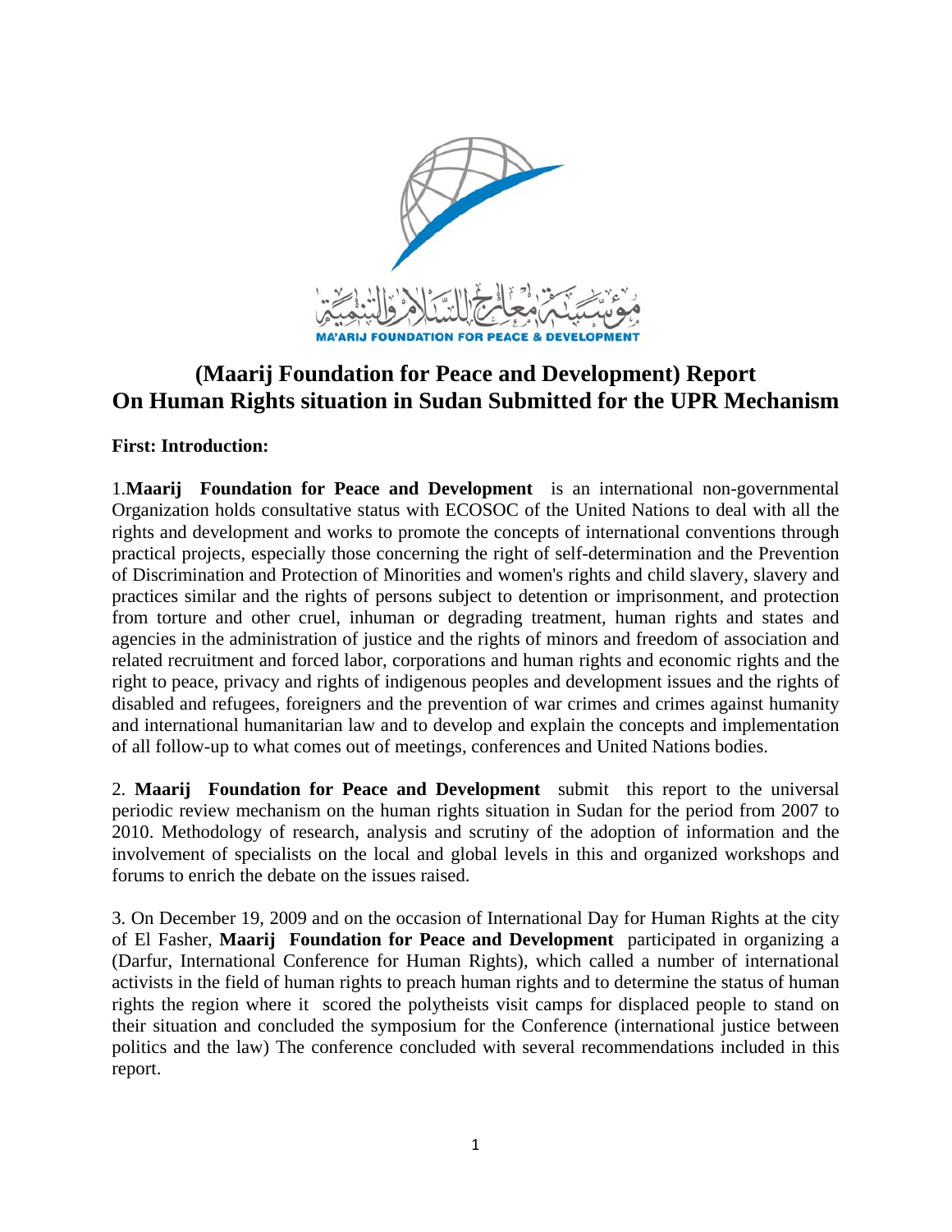# (Maarij Foundation for Peace and Development) Report On Human Rights situation in Sudan Submitted for the UPR Mechanism

**First: Introduction:**

1.**Maarij Foundation for Peace and Development** is an international non-governmental Organization holds consultative status with ECOSOC of the United Nations to deal with all the rights and development and works to promote the concepts of international conventions through practical projects, especially those concerning the right of self-determination and the Prevention of Discrimination and Protection of Minorities and women's rights and child slavery, slavery and practices similar and the rights of persons subject to detention or imprisonment, and protection from torture and other cruel, inhuman or degrading treatment, human rights and states and agencies in the administration of justice and the rights of minors and freedom of association and related recruitment and forced labor, corporations and human rights and economic rights and the right to peace, privacy and rights of indigenous peoples and development issues and the rights of disabled and refugees, foreigners and the prevention of war crimes and crimes against humanity and international humanitarian law and to develop and explain the concepts and implementation of all follow-up to what comes out of meetings, conferences and United Nations bodies.

2. **Maarij Foundation for Peace and Development** submit this report to the universal periodic review mechanism on the human rights situation in Sudan for the period from 2007 to 2010. Methodology of research, analysis and scrutiny of the adoption of information and the involvement of specialists on the local and global levels in this and organized workshops and forums to enrich the debate on the issues raised.

3. On December 19, 2009 and on the occasion of International Day for Human Rights at the city of El Fasher, **Maarij Foundation for Peace and Development** participated in organizing a (Darfur, International Conference for Human Rights), which called a number of international activists in the field of human rights to preach human rights and to determine the status of human rights the region where it scored the polytheists visit camps for displaced people to stand on their situation and concluded the symposium for the Conference (international justice between politics and the law) The conference concluded with several recommendations included in this report.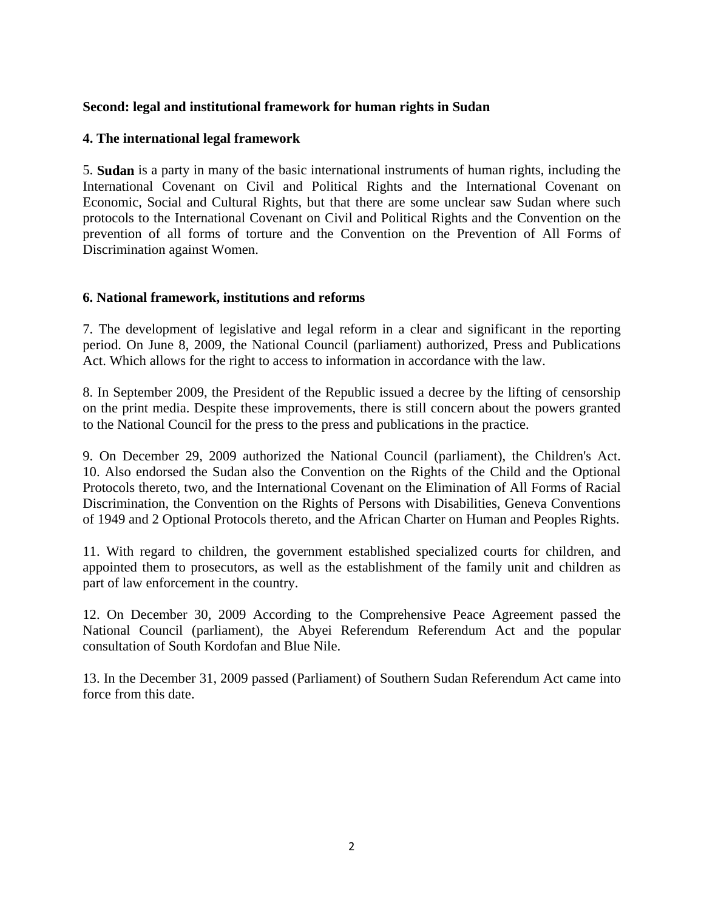**Second: legal and institutional framework for human rights in Sudan**

**4. The international legal framework**

5. **Sudan** is a party in many of the basic international instruments of human rights, including the International Covenant on Civil and Political Rights and the International Covenant on Economic, Social and Cultural Rights, but that there are some unclear saw Sudan where such protocols to the International Covenant on Civil and Political Rights and the Convention on the prevention of all forms of torture and the Convention on the Prevention of All Forms of Discrimination against Women.

**6. National framework, institutions and reforms**

7. The development of legislative and legal reform in a clear and significant in the reporting period. On June 8, 2009, the National Council (parliament) authorized, Press and Publications Act. Which allows for the right to access to information in accordance with the law.

8. In September 2009, the President of the Republic issued a decree by the lifting of censorship on the print media. Despite these improvements, there is still concern about the powers granted to the National Council for the press to the press and publications in the practice.

9. On December 29, 2009 authorized the National Council (parliament), the Children's Act.
10. Also endorsed the Sudan also the Convention on the Rights of the Child and the Optional Protocols thereto, two, and the International Covenant on the Elimination of All Forms of Racial Discrimination, the Convention on the Rights of Persons with Disabilities, Geneva Conventions of 1949 and 2 Optional Protocols thereto, and the African Charter on Human and Peoples Rights.

11. With regard to children, the government established specialized courts for children, and appointed them to prosecutors, as well as the establishment of the family unit and children as part of law enforcement in the country.

12. On December 30, 2009 According to the Comprehensive Peace Agreement passed the National Council (parliament), the Abyei Referendum Referendum Act and the popular consultation of South Kordofan and Blue Nile.

13. In the December 31, 2009 passed (Parliament) of Southern Sudan Referendum Act came into force from this date.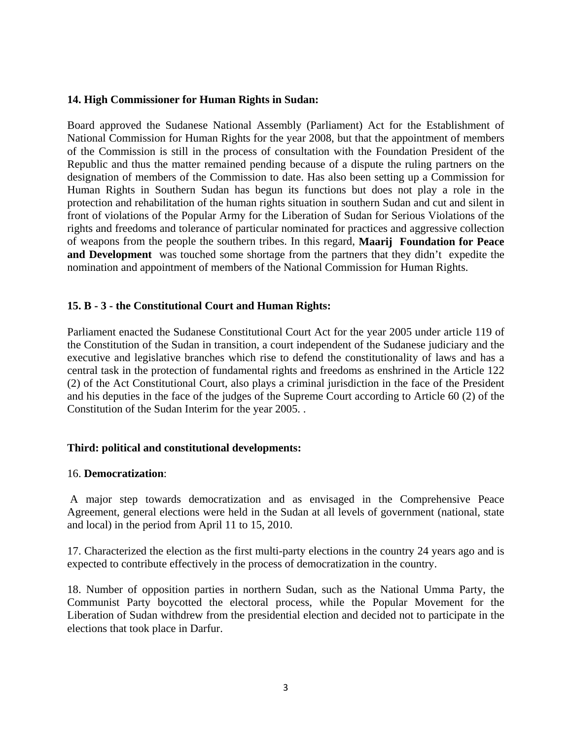**14. High Commissioner for Human Rights in Sudan:**

Board approved the Sudanese National Assembly (Parliament) Act for the Establishment of National Commission for Human Rights for the year 2008, but that the appointment of members of the Commission is still in the process of consultation with the Foundation President of the Republic and thus the matter remained pending because of a dispute the ruling partners on the designation of members of the Commission to date. Has also been setting up a Commission for Human Rights in Southern Sudan has begun its functions but does not play a role in the protection and rehabilitation of the human rights situation in southern Sudan and cut and silent in front of violations of the Popular Army for the Liberation of Sudan for Serious Violations of the rights and freedoms and tolerance of particular nominated for practices and aggressive collection of weapons from the people the southern tribes. In this regard, **Maarij Foundation for Peace and Development** was touched some shortage from the partners that they didn't expedite the nomination and appointment of members of the National Commission for Human Rights.

**15. B - 3 - the Constitutional Court and Human Rights:**

Parliament enacted the Sudanese Constitutional Court Act for the year 2005 under article 119 of the Constitution of the Sudan in transition, a court independent of the Sudanese judiciary and the executive and legislative branches which rise to defend the constitutionality of laws and has a central task in the protection of fundamental rights and freedoms as enshrined in the Article 122 (2) of the Act Constitutional Court, also plays a criminal jurisdiction in the face of the President and his deputies in the face of the judges of the Supreme Court according to Article 60 (2) of the Constitution of the Sudan Interim for the year 2005. .

**Third: political and constitutional developments:**

16. **Democratization**:

A major step towards democratization and as envisaged in the Comprehensive Peace Agreement, general elections were held in the Sudan at all levels of government (national, state and local) in the period from April 11 to 15, 2010.

17. Characterized the election as the first multi-party elections in the country 24 years ago and is expected to contribute effectively in the process of democratization in the country.

18. Number of opposition parties in northern Sudan, such as the National Umma Party, the Communist Party boycotted the electoral process, while the Popular Movement for the Liberation of Sudan withdrew from the presidential election and decided not to participate in the elections that took place in Darfur.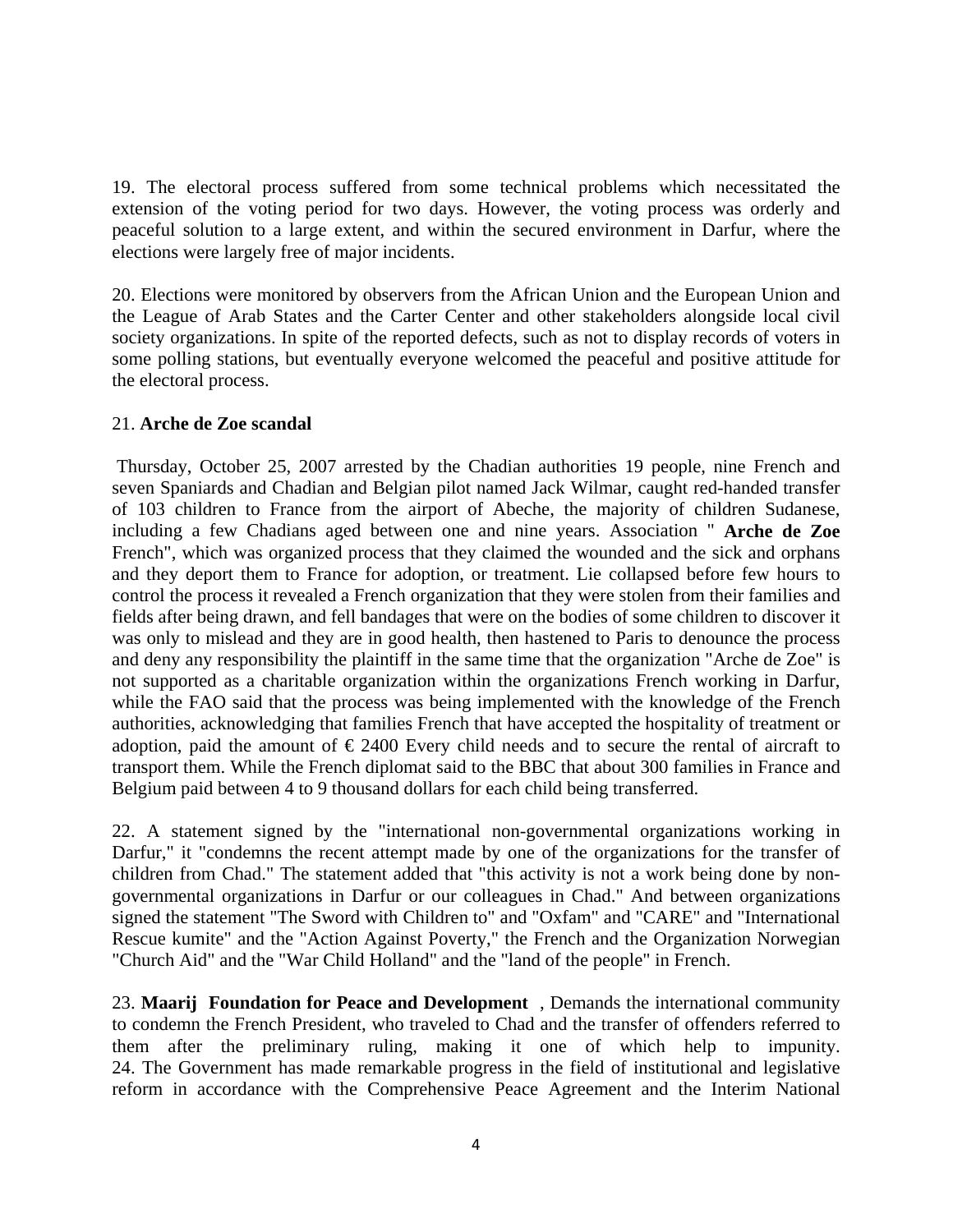19. The electoral process suffered from some technical problems which necessitated the extension of the voting period for two days. However, the voting process was orderly and peaceful solution to a large extent, and within the secured environment in Darfur, where the elections were largely free of major incidents.

20. Elections were monitored by observers from the African Union and the European Union and the League of Arab States and the Carter Center and other stakeholders alongside local civil society organizations. In spite of the reported defects, such as not to display records of voters in some polling stations, but eventually everyone welcomed the peaceful and positive attitude for the electoral process.

21. **Arche de Zoe scandal**

Thursday, October 25, 2007 arrested by the Chadian authorities 19 people, nine French and seven Spaniards and Chadian and Belgian pilot named Jack Wilmar, caught red-handed transfer of 103 children to France from the airport of Abeche, the majority of children Sudanese, including a few Chadians aged between one and nine years. Association " **Arche de Zoe** French", which was organized process that they claimed the wounded and the sick and orphans and they deport them to France for adoption, or treatment. Lie collapsed before few hours to control the process it revealed a French organization that they were stolen from their families and fields after being drawn, and fell bandages that were on the bodies of some children to discover it was only to mislead and they are in good health, then hastened to Paris to denounce the process and deny any responsibility the plaintiff in the same time that the organization "Arche de Zoe" is not supported as a charitable organization within the organizations French working in Darfur, while the FAO said that the process was being implemented with the knowledge of the French authorities, acknowledging that families French that have accepted the hospitality of treatment or adoption, paid the amount of € 2400 Every child needs and to secure the rental of aircraft to transport them. While the French diplomat said to the BBC that about 300 families in France and Belgium paid between 4 to 9 thousand dollars for each child being transferred.

22. A statement signed by the "international non-governmental organizations working in Darfur," it "condemns the recent attempt made by one of the organizations for the transfer of children from Chad." The statement added that "this activity is not a work being done by non-governmental organizations in Darfur or our colleagues in Chad." And between organizations signed the statement "The Sword with Children to" and "Oxfam" and "CARE" and "International Rescue kumite" and the "Action Against Poverty," the French and the Organization Norwegian "Church Aid" and the "War Child Holland" and the "land of the people" in French.

23. **Maarij Foundation for Peace and Development** , Demands the international community to condemn the French President, who traveled to Chad and the transfer of offenders referred to them after the preliminary ruling, making it one of which help to impunity.

24. The Government has made remarkable progress in the field of institutional and legislative reform in accordance with the Comprehensive Peace Agreement and the Interim National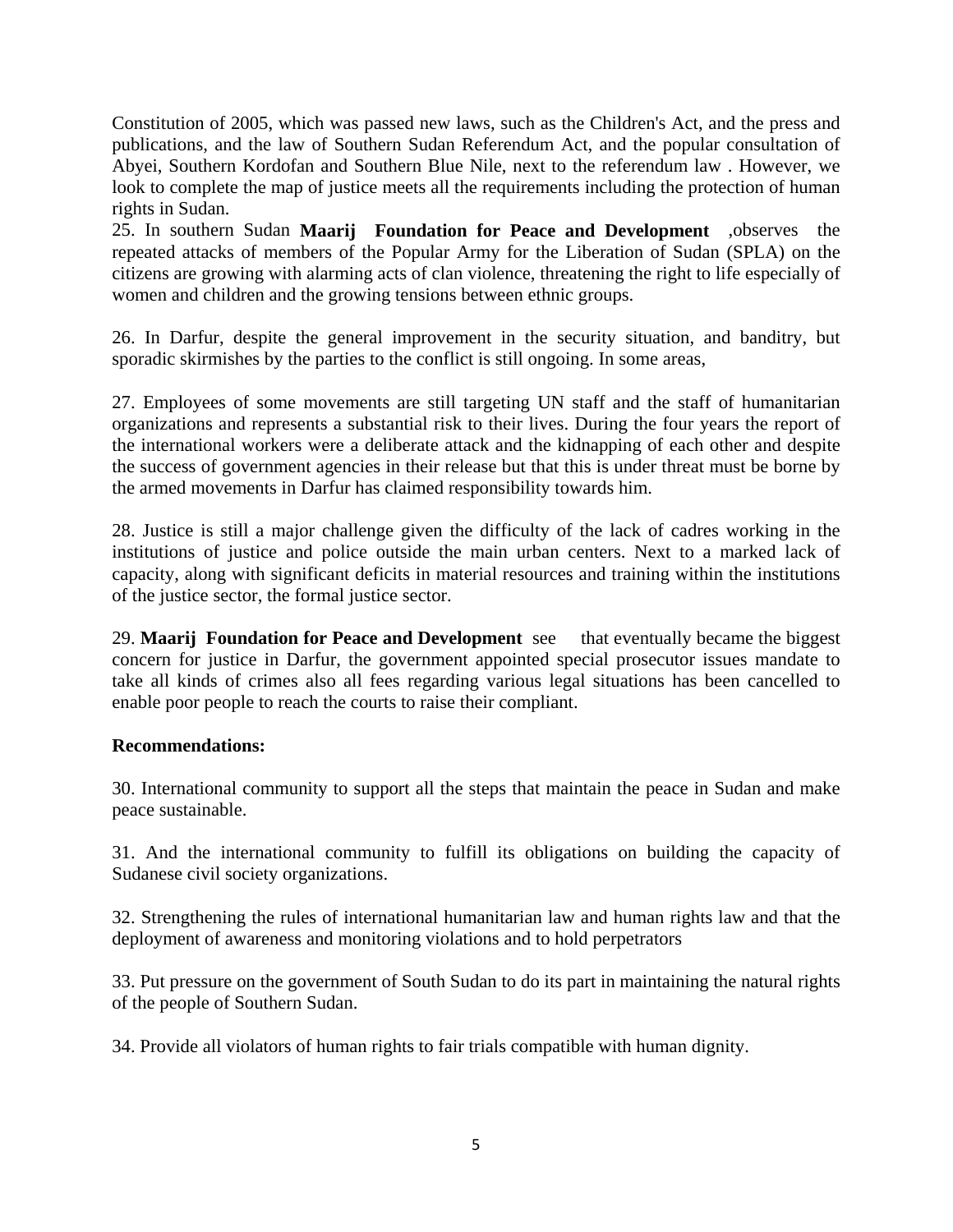Constitution of 2005, which was passed new laws, such as the Children's Act, and the press and publications, and the law of Southern Sudan Referendum Act, and the popular consultation of Abyei, Southern Kordofan and Southern Blue Nile, next to the referendum law . However, we look to complete the map of justice meets all the requirements including the protection of human rights in Sudan.

25. In southern Sudan **Maarij Foundation for Peace and Development** ,observes the repeated attacks of members of the Popular Army for the Liberation of Sudan (SPLA) on the citizens are growing with alarming acts of clan violence, threatening the right to life especially of women and children and the growing tensions between ethnic groups.

26. In Darfur, despite the general improvement in the security situation, and banditry, but sporadic skirmishes by the parties to the conflict is still ongoing. In some areas,

27. Employees of some movements are still targeting UN staff and the staff of humanitarian organizations and represents a substantial risk to their lives. During the four years the report of the international workers were a deliberate attack and the kidnapping of each other and despite the success of government agencies in their release but that this is under threat must be borne by the armed movements in Darfur has claimed responsibility towards him.

28. Justice is still a major challenge given the difficulty of the lack of cadres working in the institutions of justice and police outside the main urban centers. Next to a marked lack of capacity, along with significant deficits in material resources and training within the institutions of the justice sector, the formal justice sector.

29. **Maarij Foundation for Peace and Development** see that eventually became the biggest concern for justice in Darfur, the government appointed special prosecutor issues mandate to take all kinds of crimes also all fees regarding various legal situations has been cancelled to enable poor people to reach the courts to raise their compliant.

**Recommendations:**

30. International community to support all the steps that maintain the peace in Sudan and make peace sustainable.

31. And the international community to fulfill its obligations on building the capacity of Sudanese civil society organizations.

32. Strengthening the rules of international humanitarian law and human rights law and that the deployment of awareness and monitoring violations and to hold perpetrators

33. Put pressure on the government of South Sudan to do its part in maintaining the natural rights of the people of Southern Sudan.

34. Provide all violators of human rights to fair trials compatible with human dignity.